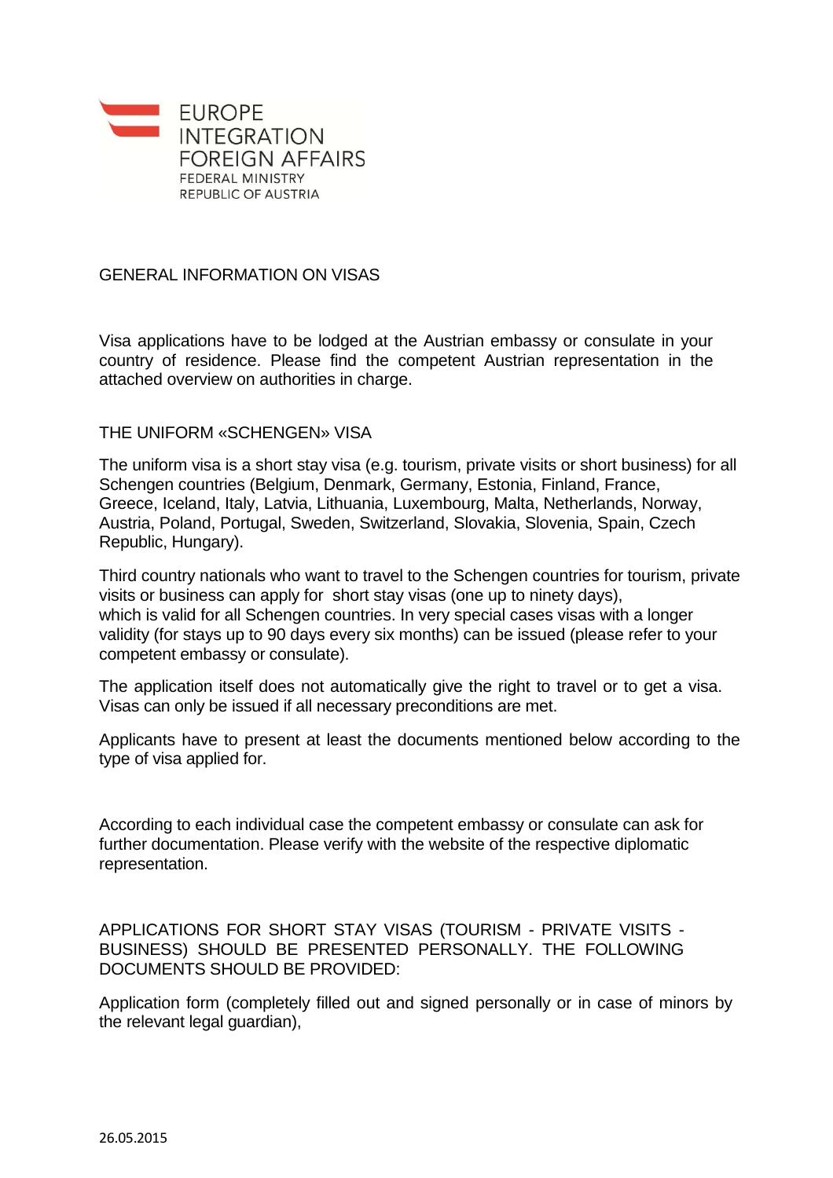EUROPE
INTEGRATION
FOREIGN AFFAIRS
FEDERAL MINISTRY
REPUBLIC OF AUSTRIA

# GENERAL INFORMATION ON VISAS

Visa applications have to be lodged at the Austrian embassy or consulate in your country of residence. Please find the competent Austrian representation in the attached overview on authorities in charge.

## THE UNIFORM «SCHENGEN» VISA

The uniform visa is a short stay visa (e.g. tourism, private visits or short business) for all Schengen countries (Belgium, Denmark, Germany, Estonia, Finland, France, Greece, Iceland, Italy, Latvia, Lithuania, Luxembourg, Malta, Netherlands, Norway, Austria, Poland, Portugal, Sweden, Switzerland, Slovakia, Slovenia, Spain, Czech Republic, Hungary).

Third country nationals who want to travel to the Schengen countries for tourism, private visits or business can apply for short stay visas (one up to ninety days), which is valid for all Schengen countries. In very special cases visas with a longer validity (for stays up to 90 days every six months) can be issued (please refer to your competent embassy or consulate).

The application itself does not automatically give the right to travel or to get a visa. Visas can only be issued if all necessary preconditions are met.

Applicants have to present at least the documents mentioned below according to the type of visa applied for.

According to each individual case the competent embassy or consulate can ask for further documentation. Please verify with the website of the respective diplomatic representation.

APPLICATIONS FOR SHORT STAY VISAS (TOURISM - PRIVATE VISITS - BUSINESS) SHOULD BE PRESENTED PERSONALLY. THE FOLLOWING DOCUMENTS SHOULD BE PROVIDED:

Application form (completely filled out and signed personally or in case of minors by the relevant legal guardian),

26.05.2015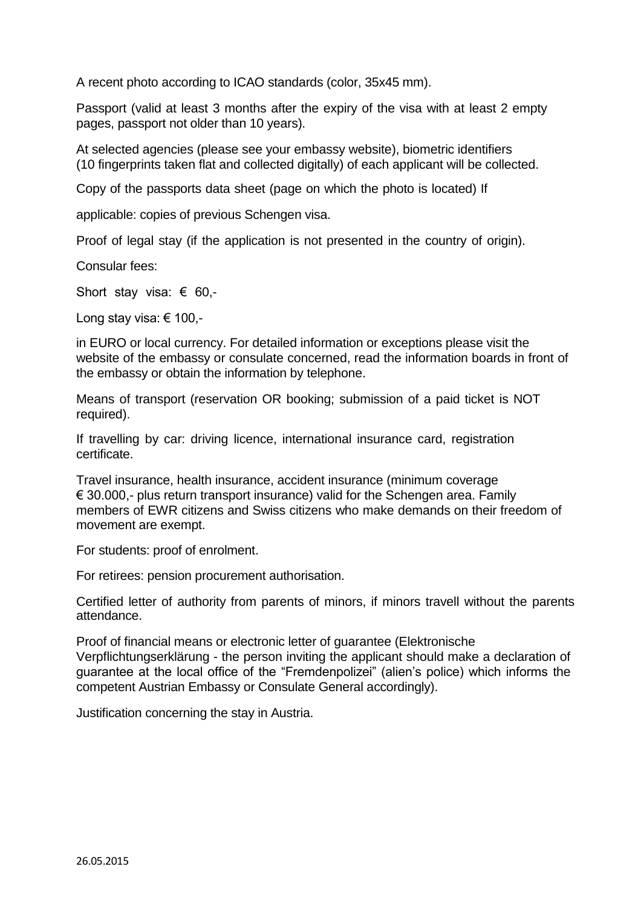A recent photo according to ICAO standards (color, 35x45 mm).

Passport (valid at least 3 months after the expiry of the visa with at least 2 empty pages, passport not older than 10 years).

At selected agencies (please see your embassy website), biometric identifiers (10 fingerprints taken flat and collected digitally) of each applicant will be collected.

Copy of the passports data sheet (page on which the photo is located) If

applicable: copies of previous Schengen visa.

Proof of legal stay (if the application is not presented in the country of origin).

Consular fees:

Short stay visa: € 60,-

Long stay visa: € 100,-

in EURO or local currency. For detailed information or exceptions please visit the website of the embassy or consulate concerned, read the information boards in front of the embassy or obtain the information by telephone.

Means of transport (reservation OR booking; submission of a paid ticket is NOT required).

If travelling by car: driving licence, international insurance card, registration certificate.

Travel insurance, health insurance, accident insurance (minimum coverage € 30.000,- plus return transport insurance) valid for the Schengen area. Family members of EWR citizens and Swiss citizens who make demands on their freedom of movement are exempt.

For students: proof of enrolment.

For retirees: pension procurement authorisation.

Certified letter of authority from parents of minors, if minors travell without the parents attendance.

Proof of financial means or electronic letter of guarantee (Elektronische Verpflichtungserklärung - the person inviting the applicant should make a declaration of guarantee at the local office of the "Fremdenpolizei" (alien's police) which informs the competent Austrian Embassy or Consulate General accordingly).

Justification concerning the stay in Austria.

26.05.2015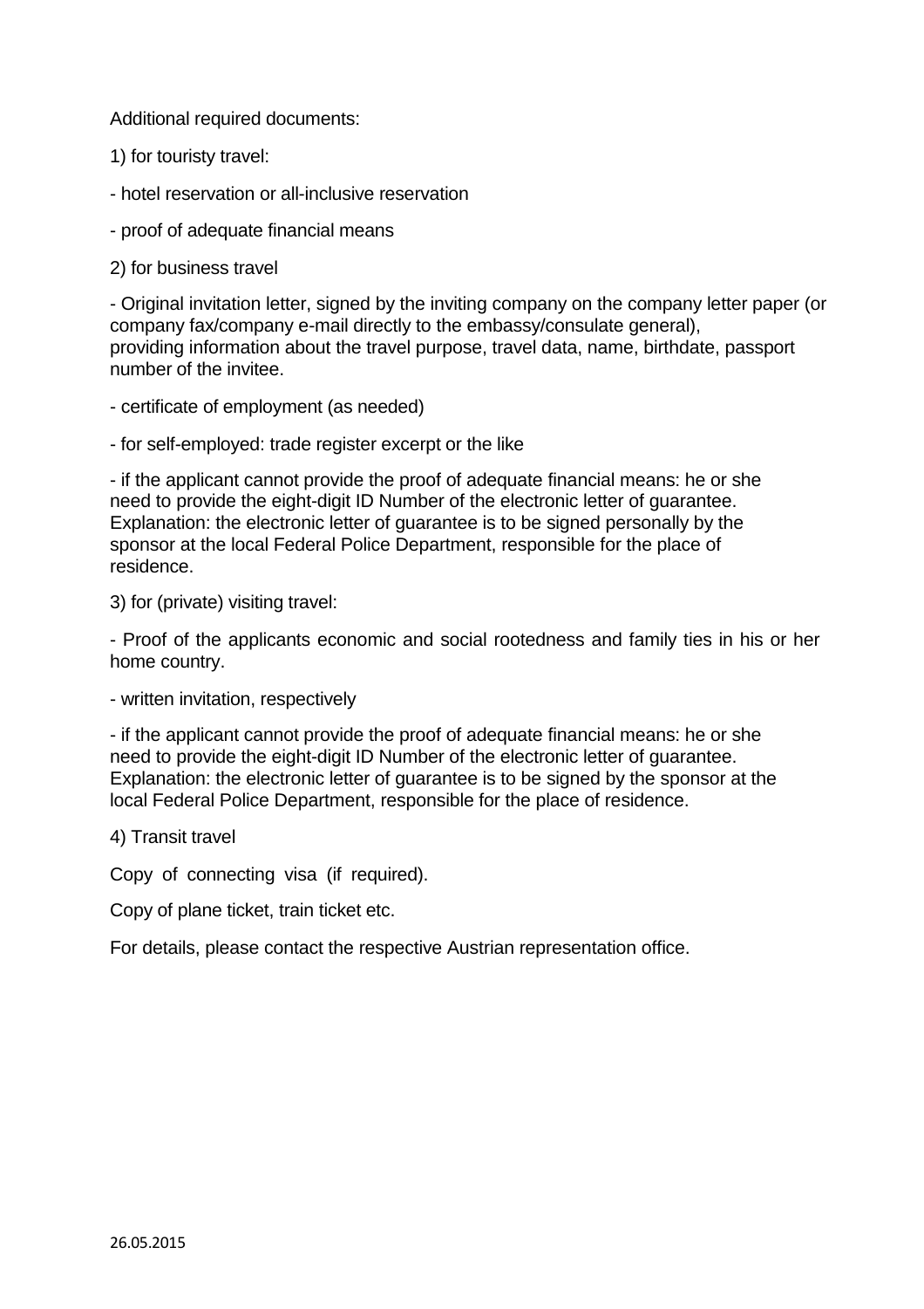Additional required documents:

1) for touristy travel:

- hotel reservation or all-inclusive reservation
- proof of adequate financial means

2) for business travel

- Original invitation letter, signed by the inviting company on the company letter paper (or company fax/company e-mail directly to the embassy/consulate general), providing information about the travel purpose, travel data, name, birthdate, passport number of the invitee.
- certificate of employment (as needed)
- for self-employed: trade register excerpt or the like
- if the applicant cannot provide the proof of adequate financial means: he or she need to provide the eight-digit ID Number of the electronic letter of guarantee. Explanation: the electronic letter of guarantee is to be signed personally by the sponsor at the local Federal Police Department, responsible for the place of residence.

3) for (private) visiting travel:

- Proof of the applicants economic and social rootedness and family ties in his or her home country.
- written invitation, respectively
- if the applicant cannot provide the proof of adequate financial means: he or she need to provide the eight-digit ID Number of the electronic letter of guarantee. Explanation: the electronic letter of guarantee is to be signed by the sponsor at the local Federal Police Department, responsible for the place of residence.

4) Transit travel

Copy of connecting visa (if required).

Copy of plane ticket, train ticket etc.

For details, please contact the respective Austrian representation office.

26.05.2015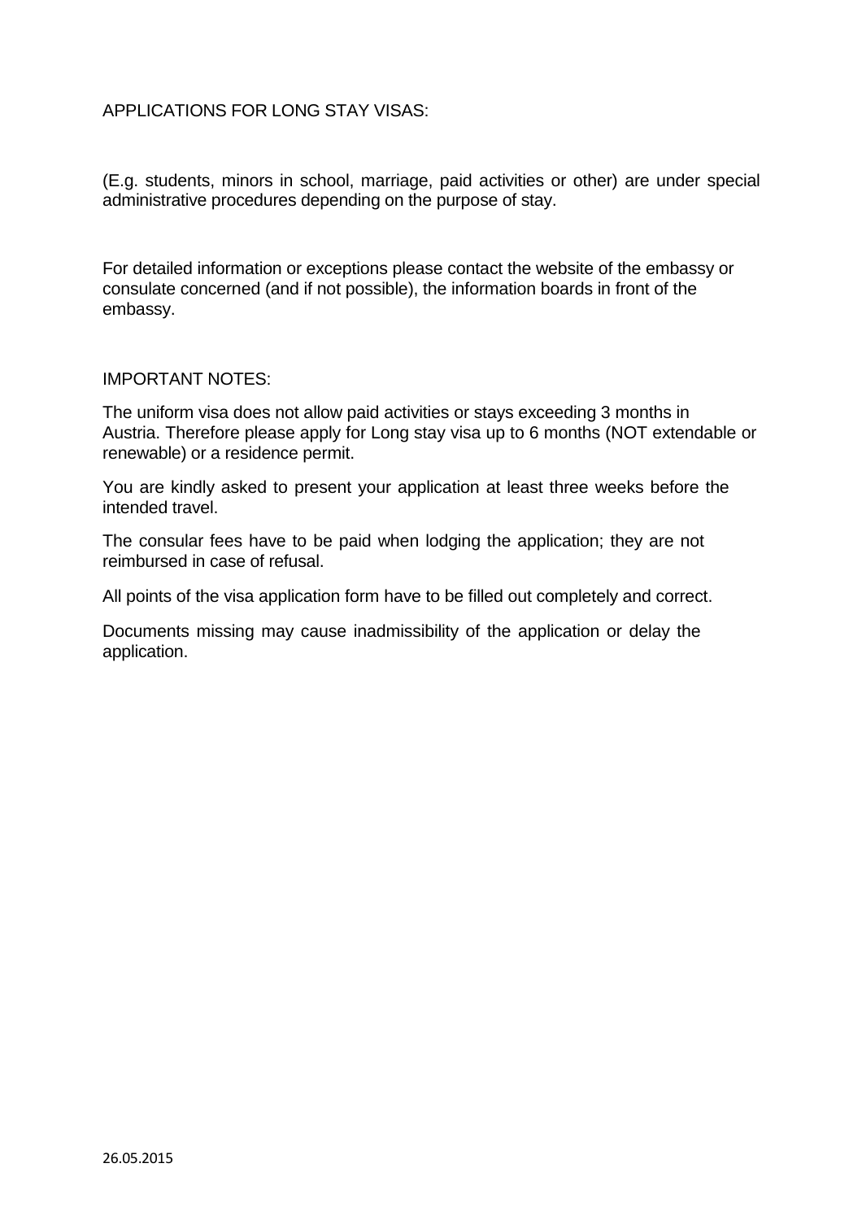APPLICATIONS FOR LONG STAY VISAS:

(E.g. students, minors in school, marriage, paid activities or other) are under special administrative procedures depending on the purpose of stay.

For detailed information or exceptions please contact the website of the embassy or consulate concerned (and if not possible), the information boards in front of the embassy.

IMPORTANT NOTES:

The uniform visa does not allow paid activities or stays exceeding 3 months in Austria. Therefore please apply for Long stay visa up to 6 months (NOT extendable or renewable) or a residence permit.

You are kindly asked to present your application at least three weeks before the intended travel.

The consular fees have to be paid when lodging the application; they are not reimbursed in case of refusal.

All points of the visa application form have to be filled out completely and correct.

Documents missing may cause inadmissibility of the application or delay the application.

26.05.2015